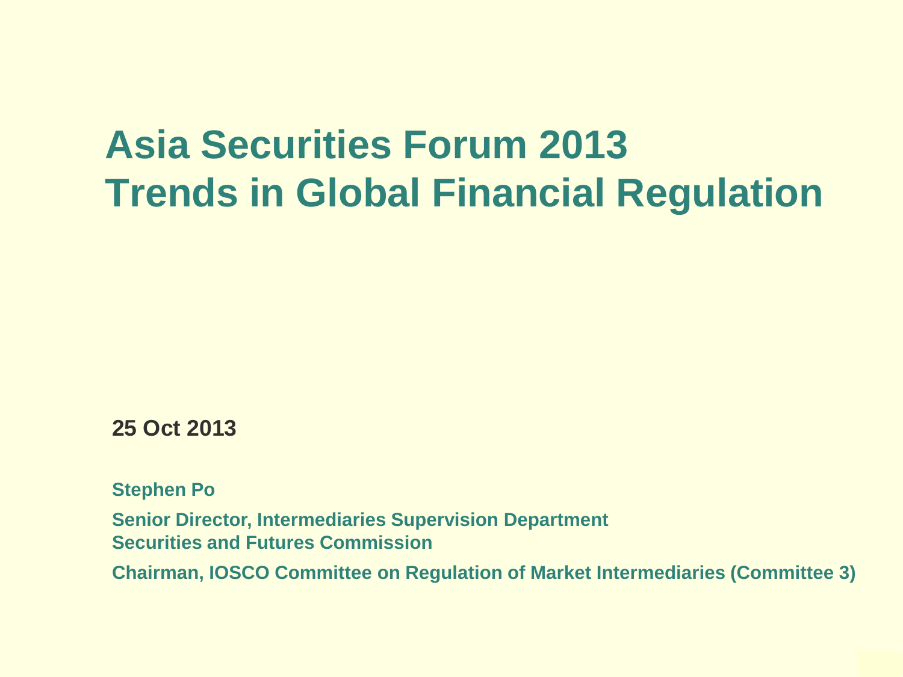# Asia Securities Forum 2013
# Trends in Global Financial Regulation

**25 Oct 2013**

**Stephen Po**

**Senior Director, Intermediaries Supervision Department**
**Securities and Futures Commission**

**Chairman, IOSCO Committee on Regulation of Market Intermediaries (Committee 3)**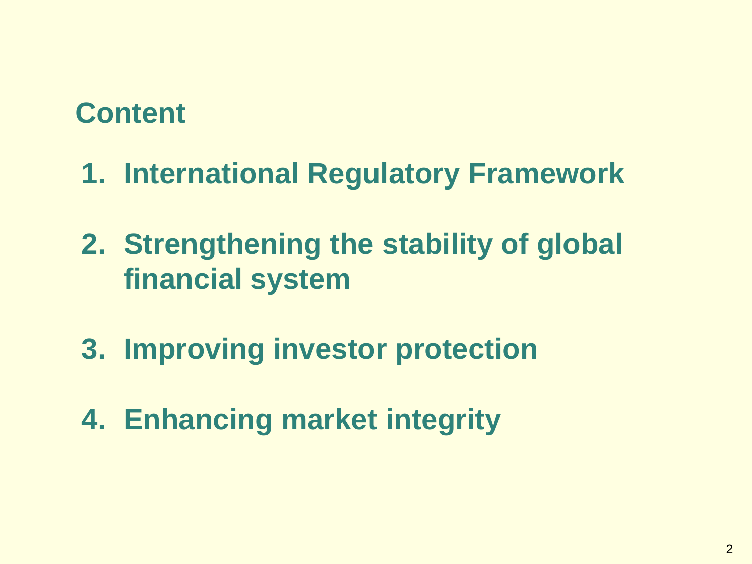## Content

1. International Regulatory Framework
2. Strengthening the stability of global financial system
3. Improving investor protection
4. Enhancing market integrity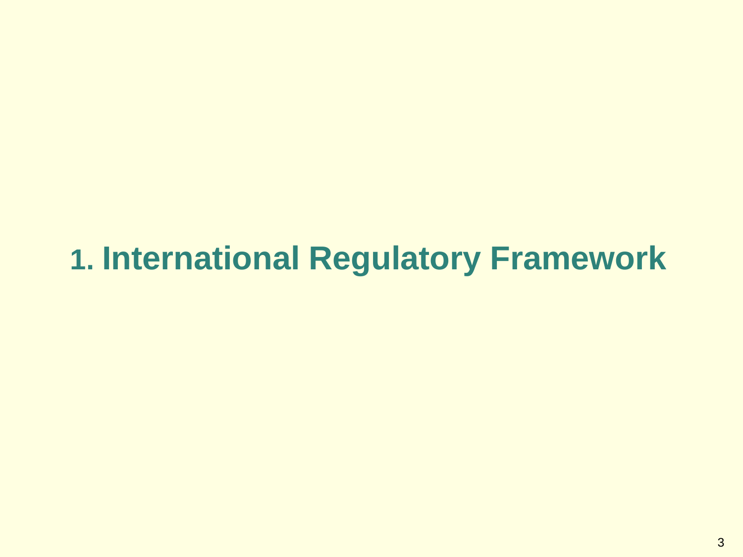# 1. International Regulatory Framework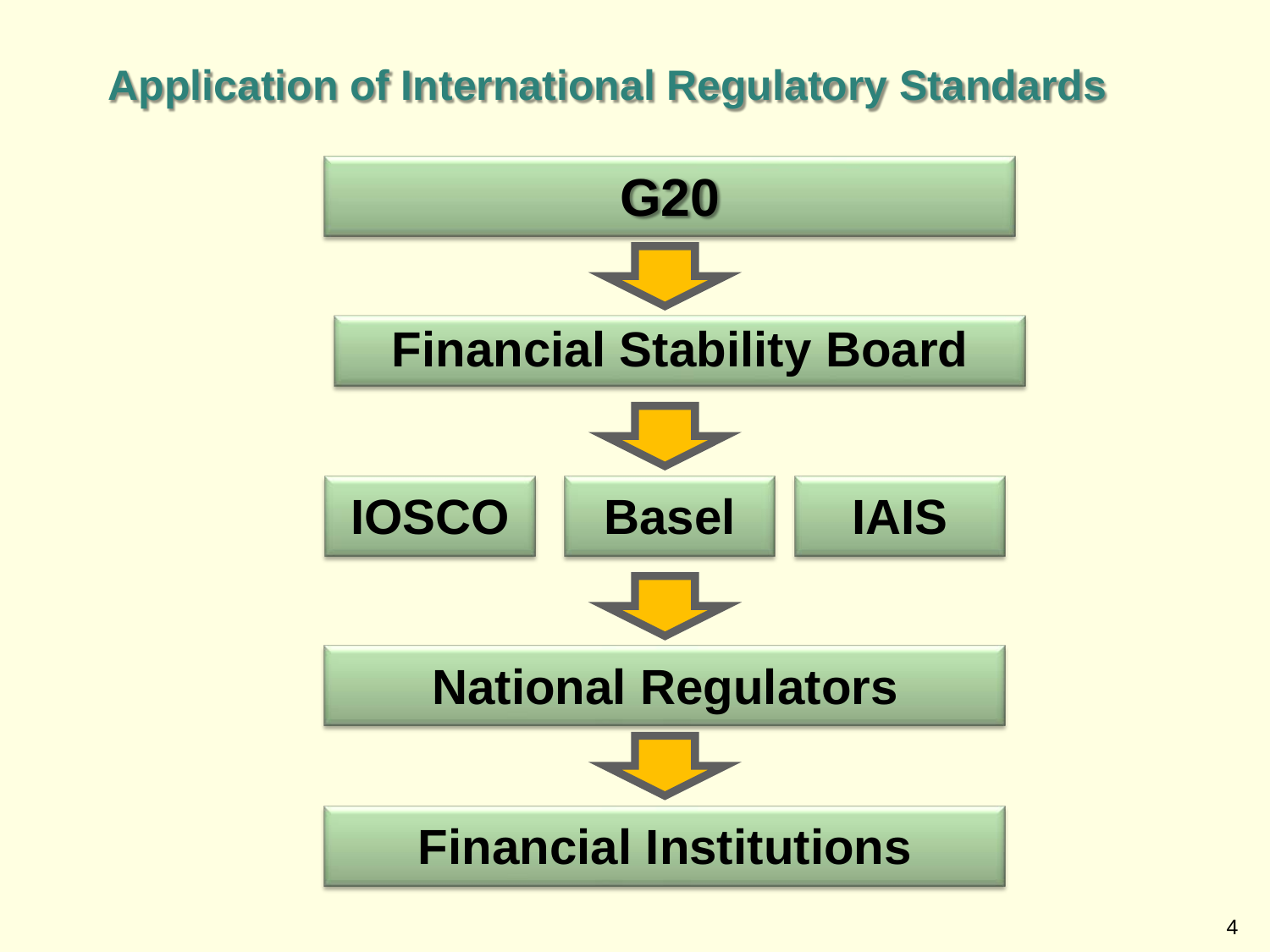# Application of International Regulatory Standards

**G20**

↓

**Financial Stability Board**

↓

**IOSCO** | **Basel** | **IAIS**

↓

**National Regulators**

↓

**Financial Institutions**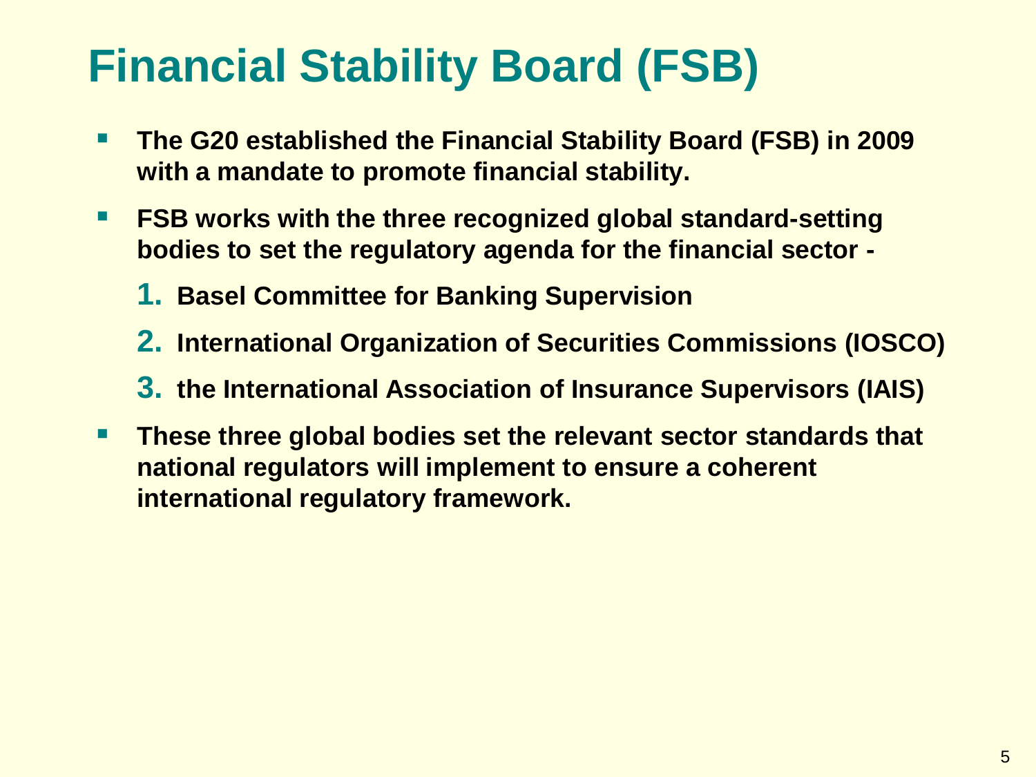# Financial Stability Board (FSB)

- **The G20 established the Financial Stability Board (FSB) in 2009 with a mandate to promote financial stability.**
- **FSB works with the three recognized global standard-setting bodies to set the regulatory agenda for the financial sector -**
  1. **Basel Committee for Banking Supervision**
  2. **International Organization of Securities Commissions (IOSCO)**
  3. **the International Association of Insurance Supervisors (IAIS)**
- **These three global bodies set the relevant sector standards that national regulators will implement to ensure a coherent international regulatory framework.**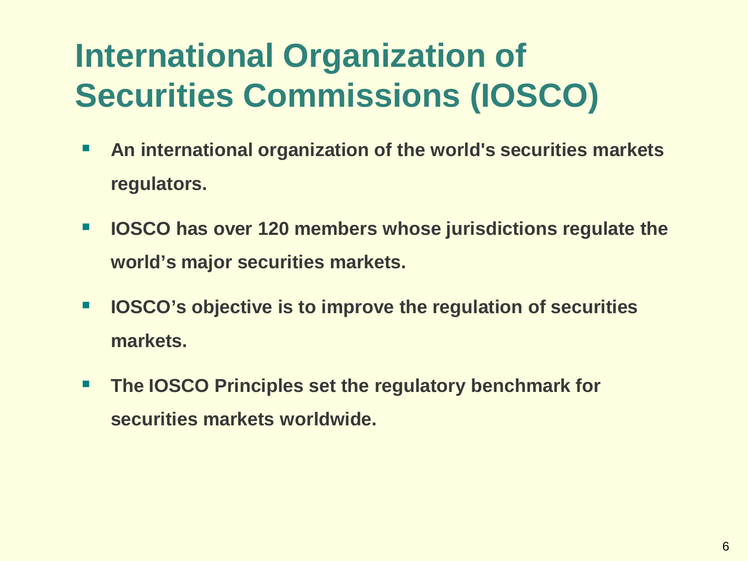# International Organization of Securities Commissions (IOSCO)

- **An international organization of the world's securities markets regulators.**
- **IOSCO has over 120 members whose jurisdictions regulate the world's major securities markets.**
- **IOSCO's objective is to improve the regulation of securities markets.**
- **The IOSCO Principles set the regulatory benchmark for securities markets worldwide.**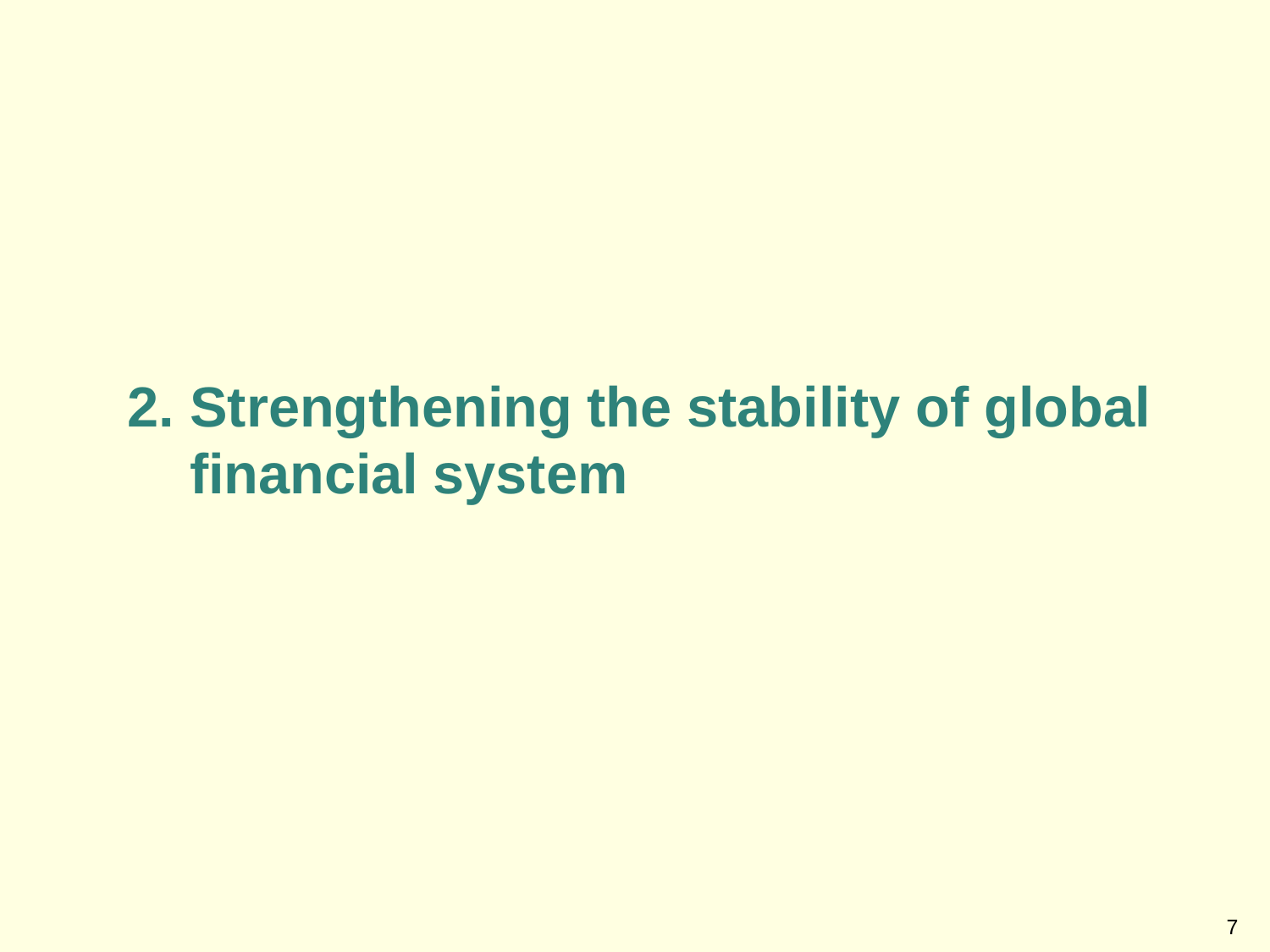# 2. Strengthening the stability of global financial system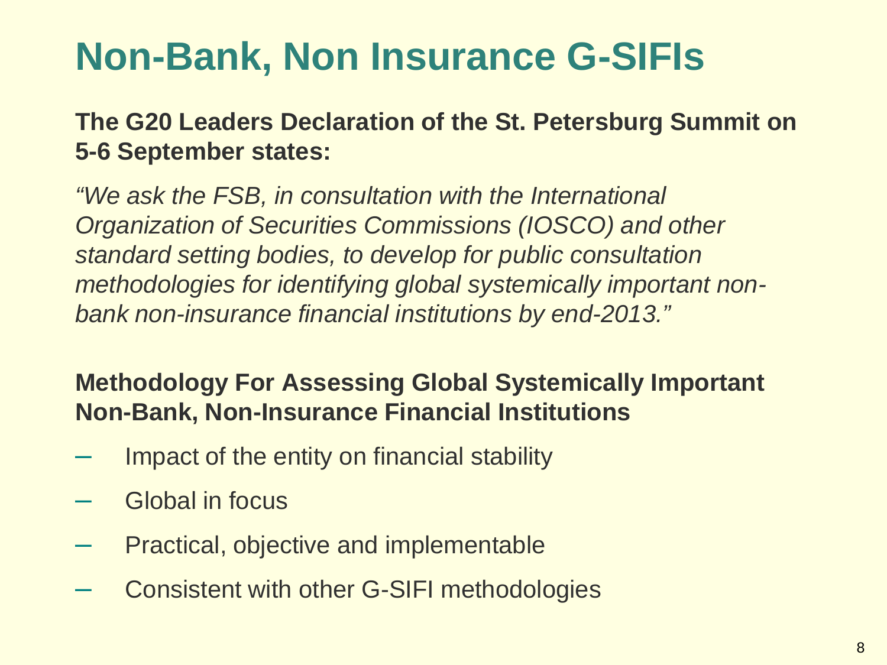# Non-Bank, Non Insurance G-SIFIs

**The G20 Leaders Declaration of the St. Petersburg Summit on 5-6 September states:**

*"We ask the FSB, in consultation with the International Organization of Securities Commissions (IOSCO) and other standard setting bodies, to develop for public consultation methodologies for identifying global systemically important non-bank non-insurance financial institutions by end-2013."*

**Methodology For Assessing Global Systemically Important Non-Bank, Non-Insurance Financial Institutions**

- Impact of the entity on financial stability
- Global in focus
- Practical, objective and implementable
- Consistent with other G-SIFI methodologies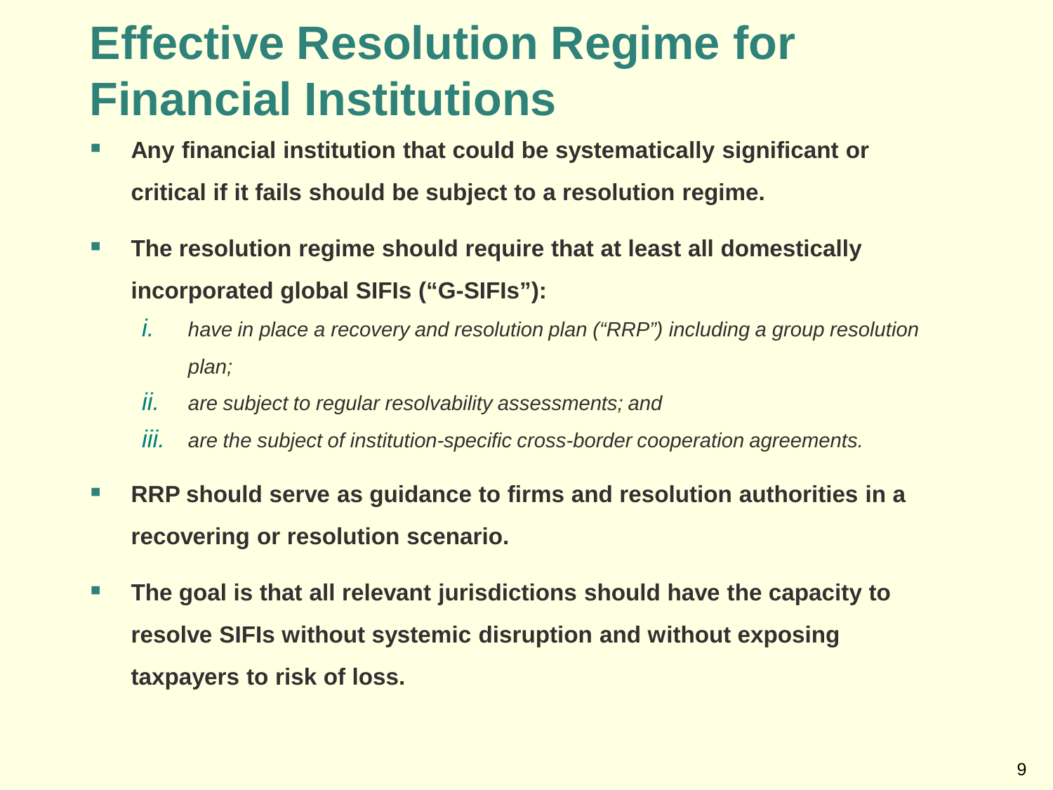# Effective Resolution Regime for Financial Institutions

- **Any financial institution that could be systematically significant or critical if it fails should be subject to a resolution regime.**
- **The resolution regime should require that at least all domestically incorporated global SIFIs ("G-SIFIs"):**
  1. *have in place a recovery and resolution plan ("RRP") including a group resolution plan;*
  2. *are subject to regular resolvability assessments; and*
  3. *are the subject of institution-specific cross-border cooperation agreements.*
- **RRP should serve as guidance to firms and resolution authorities in a recovering or resolution scenario.**
- **The goal is that all relevant jurisdictions should have the capacity to resolve SIFIs without systemic disruption and without exposing taxpayers to risk of loss.**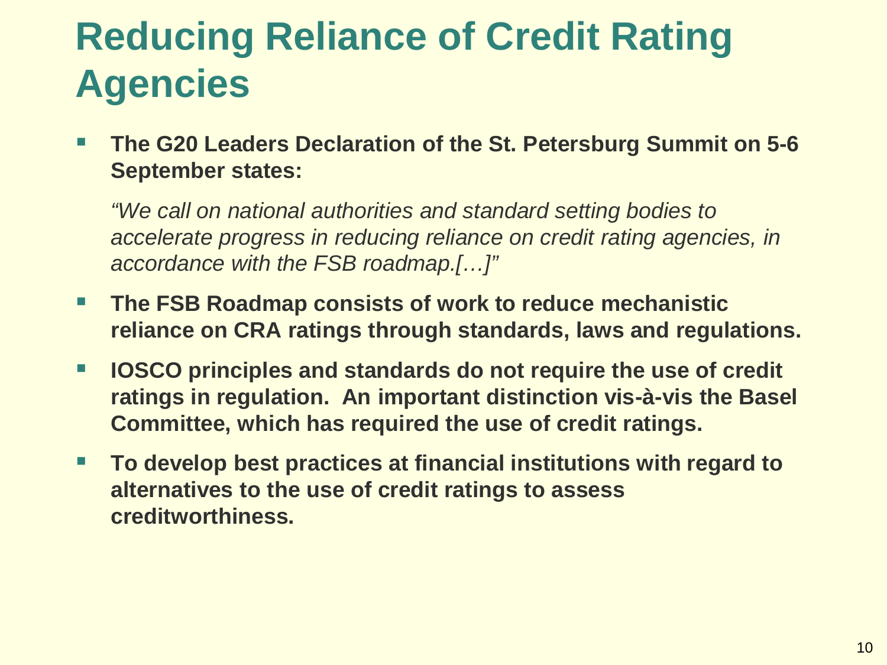# Reducing Reliance of Credit Rating Agencies

- **The G20 Leaders Declaration of the St. Petersburg Summit on 5-6 September states:**

  *"We call on national authorities and standard setting bodies to accelerate progress in reducing reliance on credit rating agencies, in accordance with the FSB roadmap.[…]"*

- **The FSB Roadmap consists of work to reduce mechanistic reliance on CRA ratings through standards, laws and regulations.**
- **IOSCO principles and standards do not require the use of credit ratings in regulation. An important distinction vis-à-vis the Basel Committee, which has required the use of credit ratings.**
- **To develop best practices at financial institutions with regard to alternatives to the use of credit ratings to assess creditworthiness.**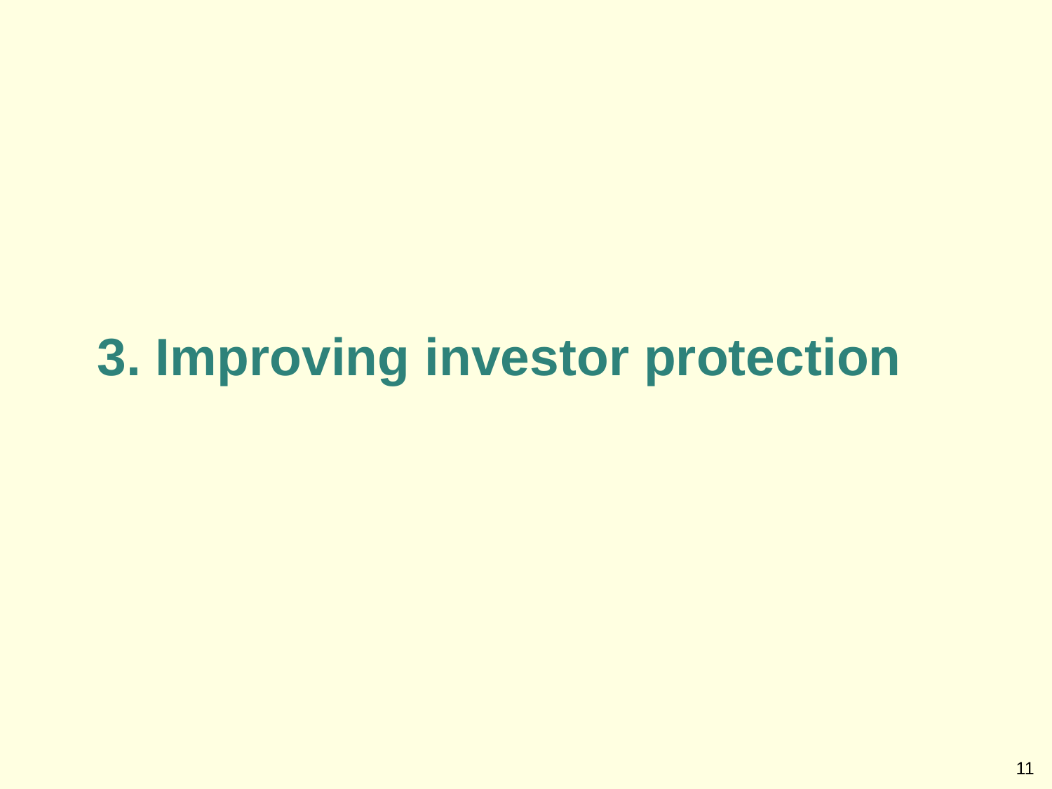# 3. Improving investor protection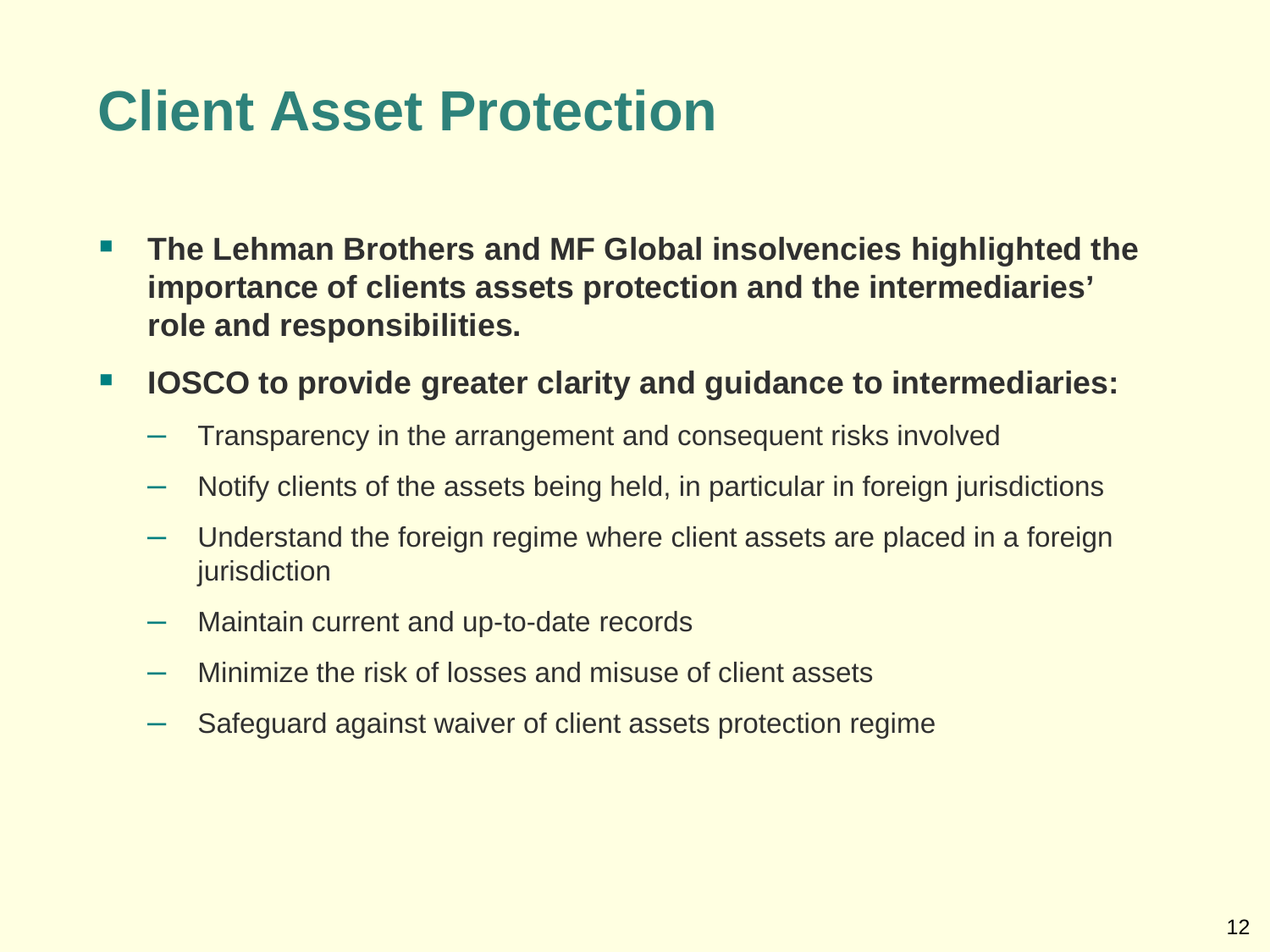# Client Asset Protection

- **The Lehman Brothers and MF Global insolvencies highlighted the importance of clients assets protection and the intermediaries' role and responsibilities.**
- **IOSCO to provide greater clarity and guidance to intermediaries:**
  - Transparency in the arrangement and consequent risks involved
  - Notify clients of the assets being held, in particular in foreign jurisdictions
  - Understand the foreign regime where client assets are placed in a foreign jurisdiction
  - Maintain current and up-to-date records
  - Minimize the risk of losses and misuse of client assets
  - Safeguard against waiver of client assets protection regime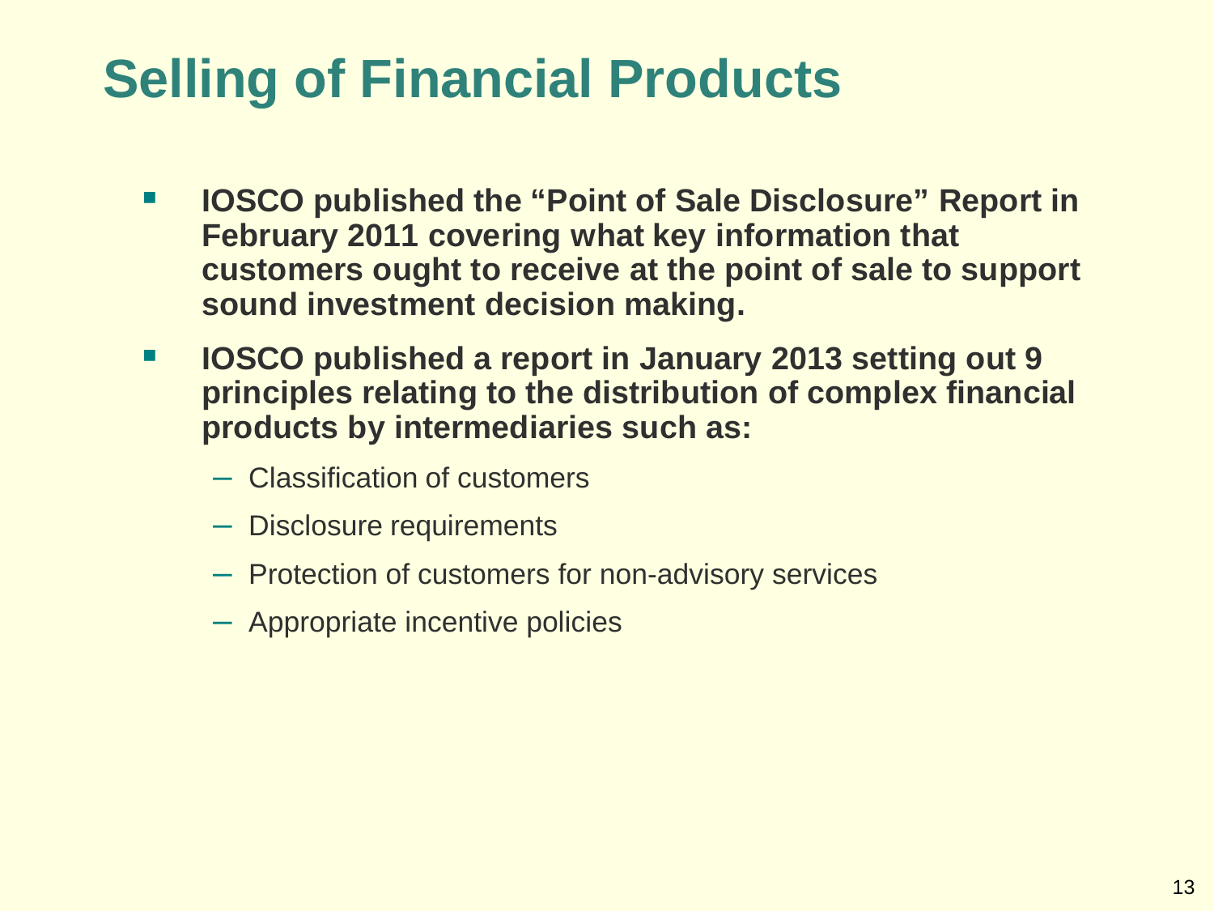# Selling of Financial Products

- **IOSCO published the "Point of Sale Disclosure" Report in February 2011 covering what key information that customers ought to receive at the point of sale to support sound investment decision making.**
- **IOSCO published a report in January 2013 setting out 9 principles relating to the distribution of complex financial products by intermediaries such as:**
  - Classification of customers
  - Disclosure requirements
  - Protection of customers for non-advisory services
  - Appropriate incentive policies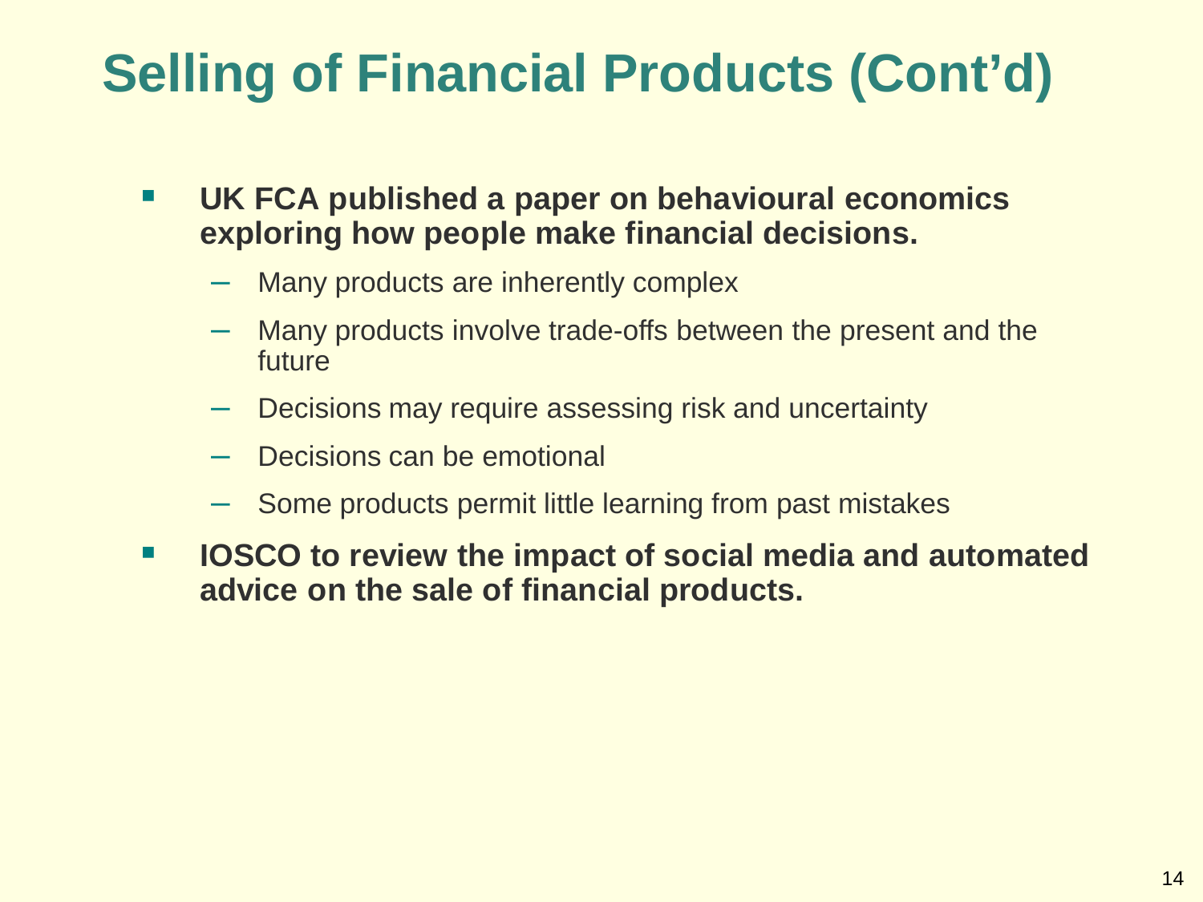# Selling of Financial Products (Cont'd)

- **UK FCA published a paper on behavioural economics exploring how people make financial decisions.**
  - Many products are inherently complex
  - Many products involve trade-offs between the present and the future
  - Decisions may require assessing risk and uncertainty
  - Decisions can be emotional
  - Some products permit little learning from past mistakes
- **IOSCO to review the impact of social media and automated advice on the sale of financial products.**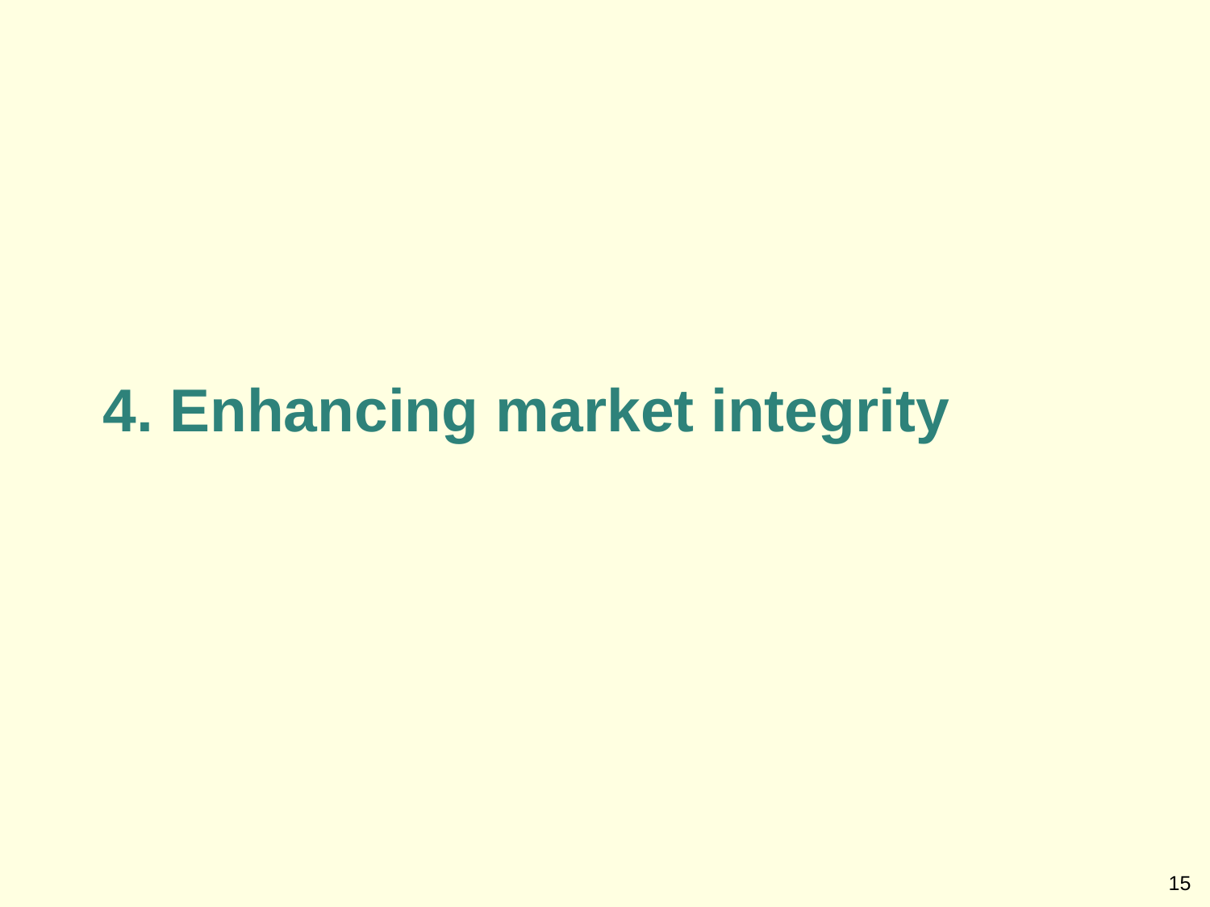# 4. Enhancing market integrity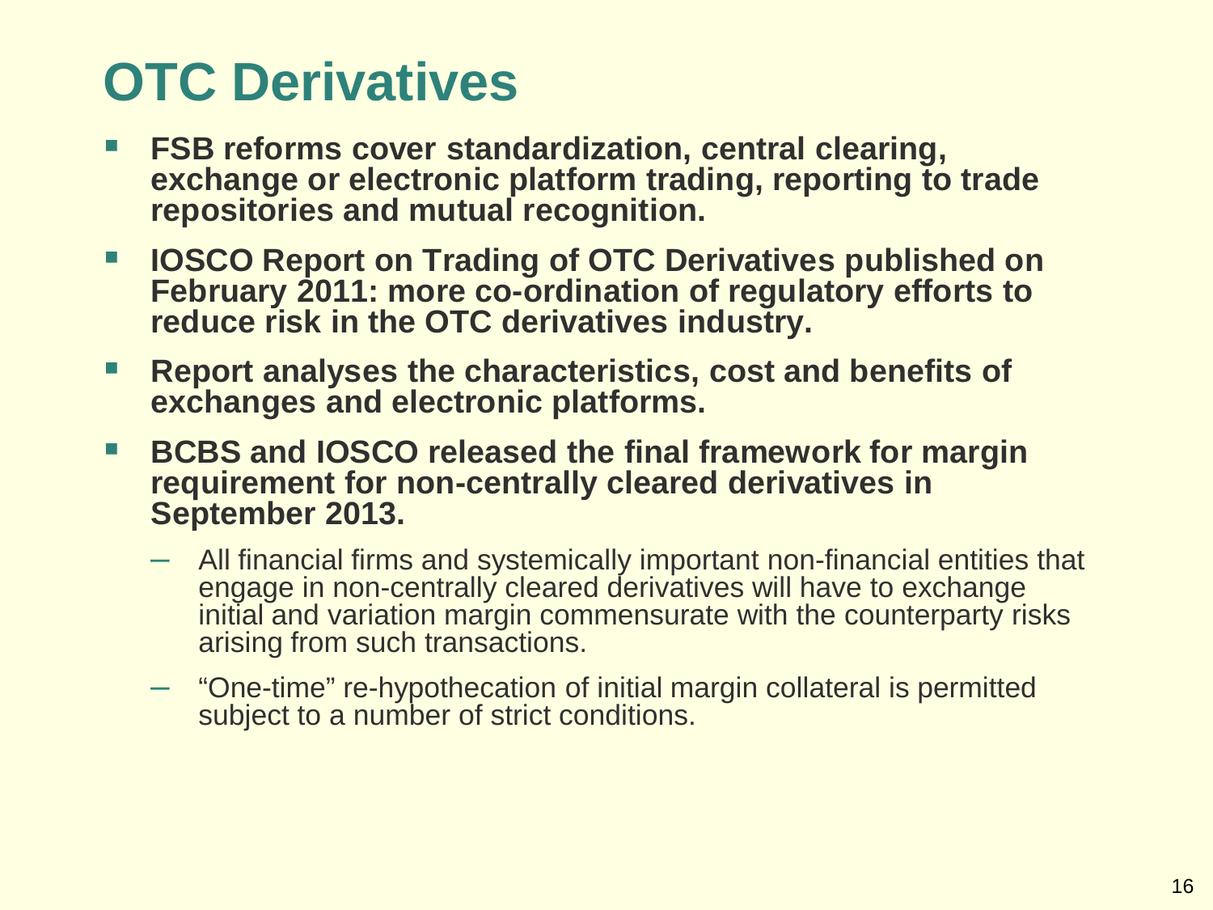# OTC Derivatives

- **FSB reforms cover standardization, central clearing, exchange or electronic platform trading, reporting to trade repositories and mutual recognition.**
- **IOSCO Report on Trading of OTC Derivatives published on February 2011: more co-ordination of regulatory efforts to reduce risk in the OTC derivatives industry.**
- **Report analyses the characteristics, cost and benefits of exchanges and electronic platforms.**
- **BCBS and IOSCO released the final framework for margin requirement for non-centrally cleared derivatives in September 2013.**
  - All financial firms and systemically important non-financial entities that engage in non-centrally cleared derivatives will have to exchange initial and variation margin commensurate with the counterparty risks arising from such transactions.
  - "One-time" re-hypothecation of initial margin collateral is permitted subject to a number of strict conditions.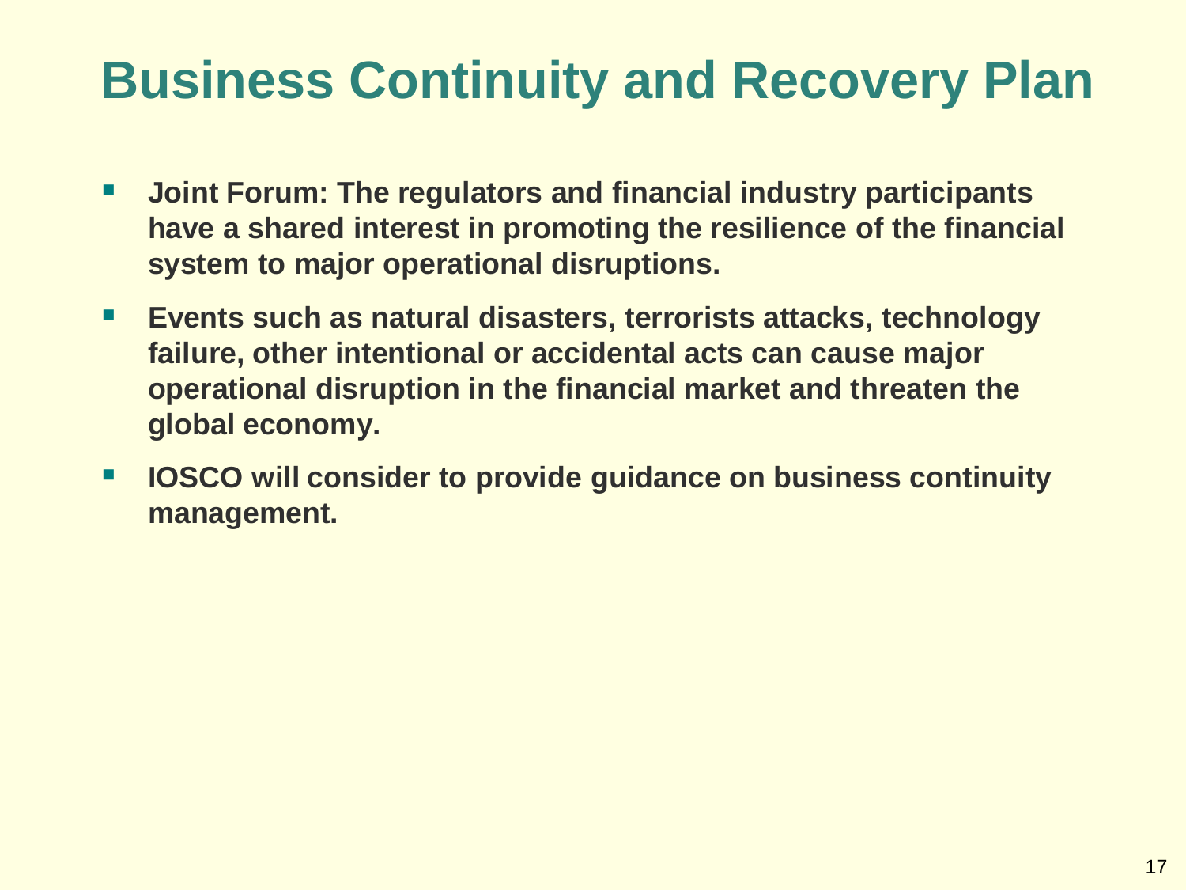# Business Continuity and Recovery Plan

- **Joint Forum: The regulators and financial industry participants have a shared interest in promoting the resilience of the financial system to major operational disruptions.**
- **Events such as natural disasters, terrorists attacks, technology failure, other intentional or accidental acts can cause major operational disruption in the financial market and threaten the global economy.**
- **IOSCO will consider to provide guidance on business continuity management.**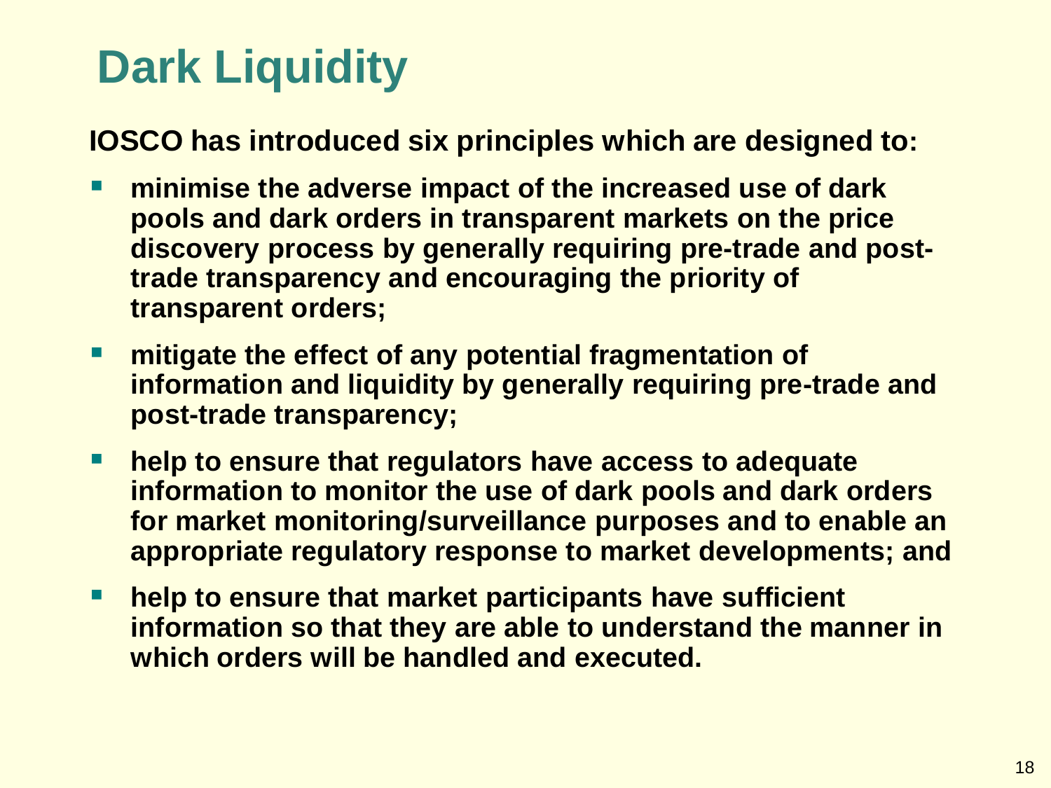# Dark Liquidity

**IOSCO has introduced six principles which are designed to:**

- **minimise the adverse impact of the increased use of dark pools and dark orders in transparent markets on the price discovery process by generally requiring pre-trade and post-trade transparency and encouraging the priority of transparent orders;**
- **mitigate the effect of any potential fragmentation of information and liquidity by generally requiring pre-trade and post-trade transparency;**
- **help to ensure that regulators have access to adequate information to monitor the use of dark pools and dark orders for market monitoring/surveillance purposes and to enable an appropriate regulatory response to market developments; and**
- **help to ensure that market participants have sufficient information so that they are able to understand the manner in which orders will be handled and executed.**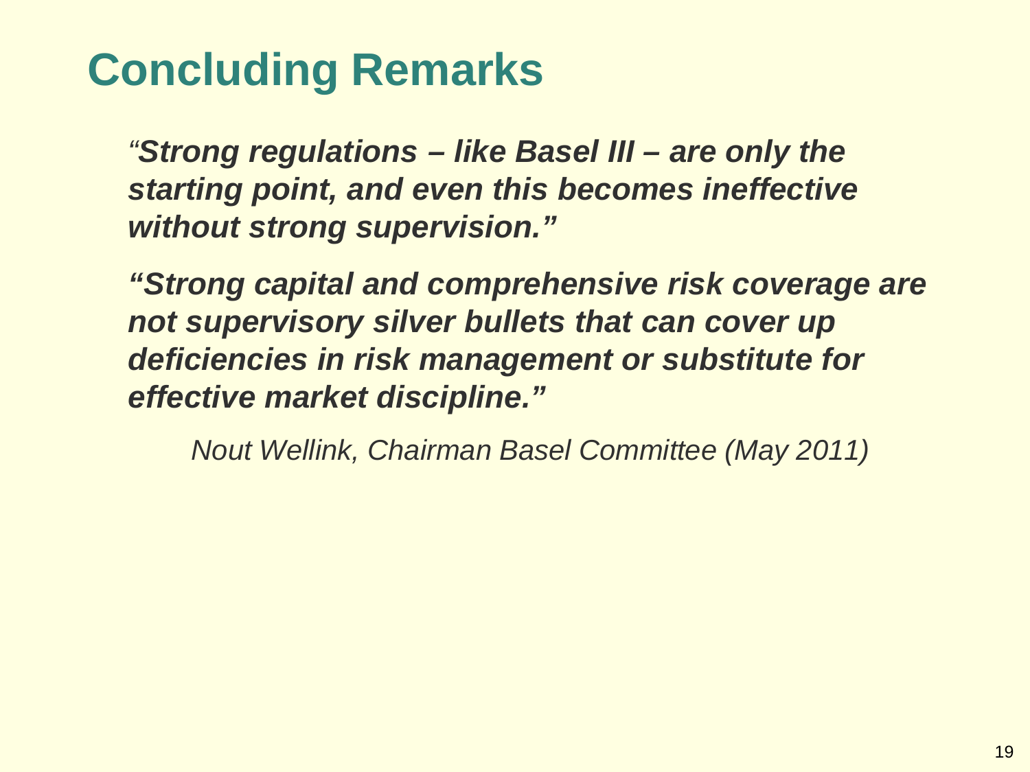# Concluding Remarks

*"**Strong regulations – like Basel III – are only the starting point, and even this becomes ineffective without strong supervision.**"*

***"Strong capital and comprehensive risk coverage are not supervisory silver bullets that can cover up deficiencies in risk management or substitute for effective market discipline."***

*Nout Wellink, Chairman Basel Committee (May 2011)*